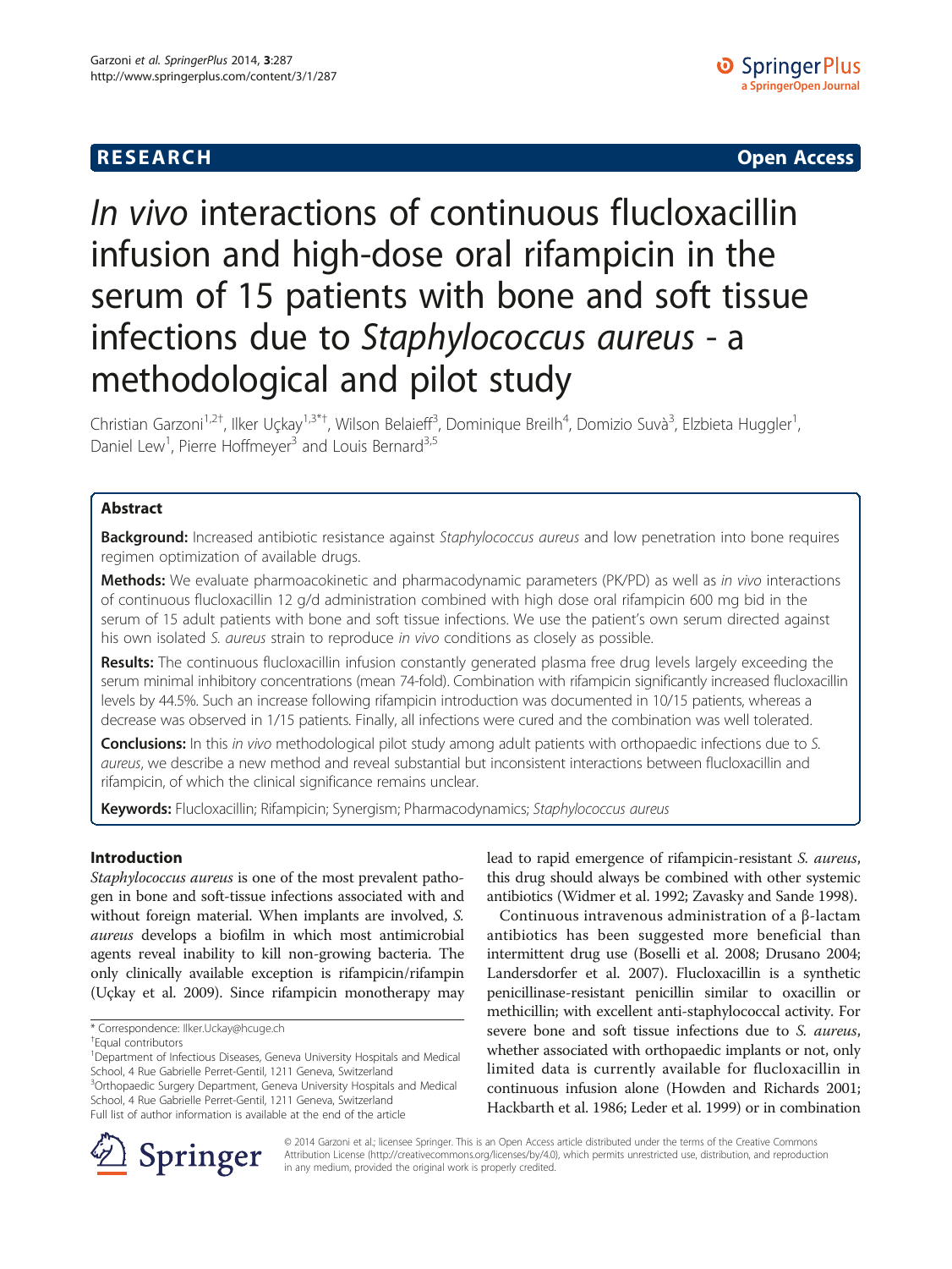RESEARCH Open Access

# *In vivo* interactions of continuous flucloxacillin infusion and high-dose oral rifampicin in the serum of 15 patients with bone and soft tissue infections due to *Staphylococcus aureus* - a methodological and pilot study

Christian Garzoni[1,2†], Ilker Uçkay[1,3*†], Wilson Belaieff[3], Dominique Breilh[4], Domizio Suvà[3], Elzbieta Huggler[1], Daniel Lew[1], Pierre Hoffmeyer[3] and Louis Bernard[3,5]

## Abstract

**Background:** Increased antibiotic resistance against *Staphylococcus aureus* and low penetration into bone requires regimen optimization of available drugs.

**Methods:** We evaluate pharmoacokinetic and pharmacodynamic parameters (PK/PD) as well as *in vivo* interactions of continuous flucloxacillin 12 g/d administration combined with high dose oral rifampicin 600 mg bid in the serum of 15 adult patients with bone and soft tissue infections. We use the patient's own serum directed against his own isolated *S. aureus* strain to reproduce *in vivo* conditions as closely as possible.

**Results:** The continuous flucloxacillin infusion constantly generated plasma free drug levels largely exceeding the serum minimal inhibitory concentrations (mean 74-fold). Combination with rifampicin significantly increased flucloxacillin levels by 44.5%. Such an increase following rifampicin introduction was documented in 10/15 patients, whereas a decrease was observed in 1/15 patients. Finally, all infections were cured and the combination was well tolerated.

**Conclusions:** In this *in vivo* methodological pilot study among adult patients with orthopaedic infections due to *S. aureus*, we describe a new method and reveal substantial but inconsistent interactions between flucloxacillin and rifampicin, of which the clinical significance remains unclear.

**Keywords:** Flucloxacillin; Rifampicin; Synergism; Pharmacodynamics; *Staphylococcus aureus*

## Introduction

*Staphylococcus aureus* is one of the most prevalent pathogen in bone and soft-tissue infections associated with and without foreign material. When implants are involved, *S. aureus* develops a biofilm in which most antimicrobial agents reveal inability to kill non-growing bacteria. The only clinically available exception is rifampicin/rifampin (Uçkay et al. 2009). Since rifampicin monotherapy may lead to rapid emergence of rifampicin-resistant *S. aureus*, this drug should always be combined with other systemic antibiotics (Widmer et al. 1992; Zavasky and Sande 1998).

Continuous intravenous administration of a β-lactam antibiotics has been suggested more beneficial than intermittent drug use (Boselli et al. 2008; Drusano 2004; Landersdorfer et al. 2007). Flucloxacillin is a synthetic penicillinase-resistant penicillin similar to oxacillin or methicillin; with excellent anti-staphylococcal activity. For severe bone and soft tissue infections due to *S. aureus*, whether associated with orthopaedic implants or not, only limited data is currently available for flucloxacillin in continuous infusion alone (Howden and Richards 2001; Hackbarth et al. 1986; Leder et al. 1999) or in combination

\* Correspondence: Ilker.Uckay@hcuge.ch
†Equal contributors
[1]Department of Infectious Diseases, Geneva University Hospitals and Medical School, 4 Rue Gabrielle Perret-Gentil, 1211 Geneva, Switzerland
[3]Orthopaedic Surgery Department, Geneva University Hospitals and Medical School, 4 Rue Gabrielle Perret-Gentil, 1211 Geneva, Switzerland
Full list of author information is available at the end of the article

© 2014 Garzoni et al.; licensee Springer. This is an Open Access article distributed under the terms of the Creative Commons Attribution License (http://creativecommons.org/licenses/by/4.0), which permits unrestricted use, distribution, and reproduction in any medium, provided the original work is properly credited.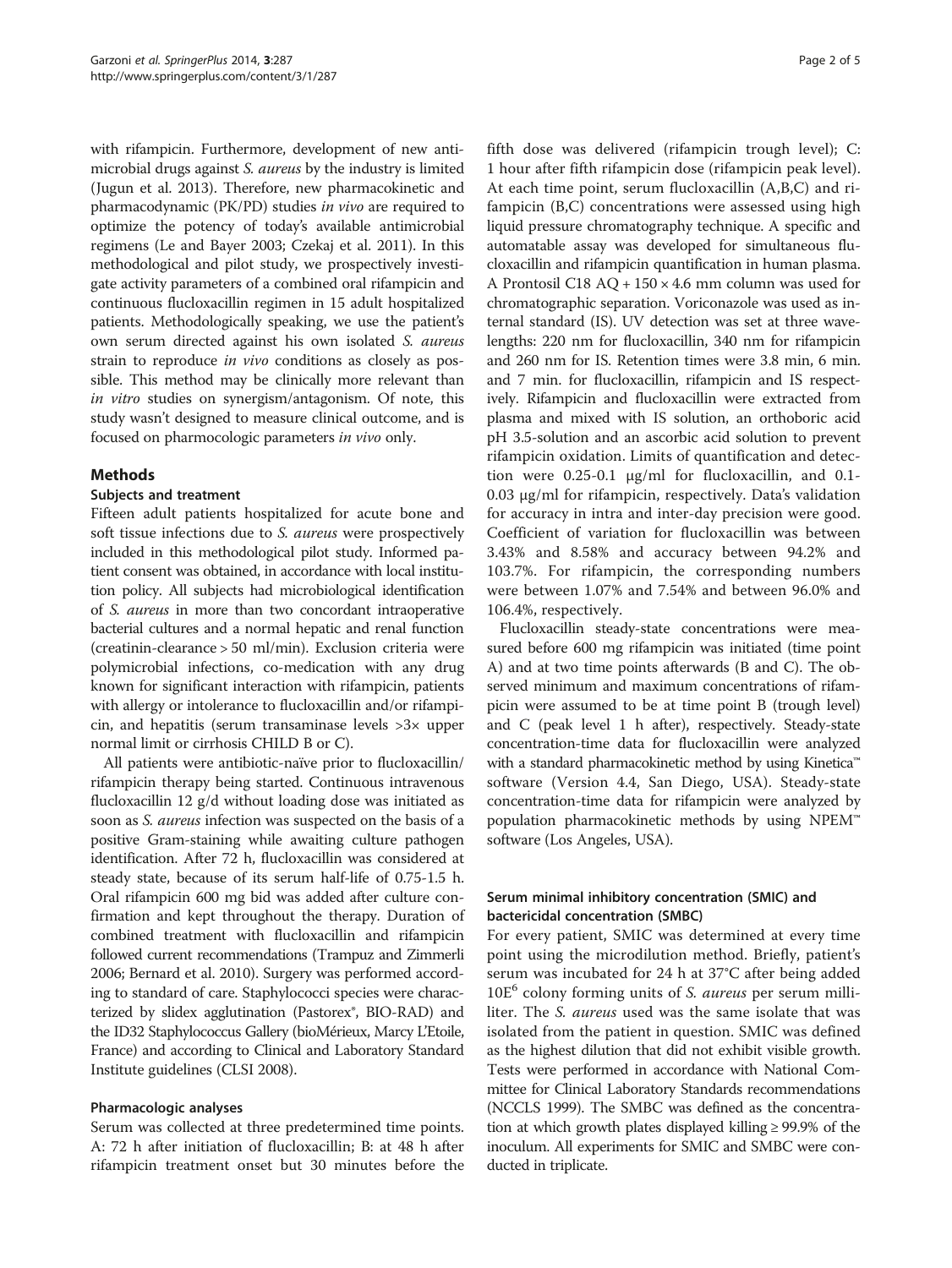with rifampicin. Furthermore, development of new antimicrobial drugs against *S. aureus* by the industry is limited (Jugun et al. 2013). Therefore, new pharmacokinetic and pharmacodynamic (PK/PD) studies *in vivo* are required to optimize the potency of today's available antimicrobial regimens (Le and Bayer 2003; Czekaj et al. 2011). In this methodological and pilot study, we prospectively investigate activity parameters of a combined oral rifampicin and continuous flucloxacillin regimen in 15 adult hospitalized patients. Methodologically speaking, we use the patient's own serum directed against his own isolated *S. aureus* strain to reproduce *in vivo* conditions as closely as possible. This method may be clinically more relevant than *in vitro* studies on synergism/antagonism. Of note, this study wasn't designed to measure clinical outcome, and is focused on pharmocologic parameters *in vivo* only.

## Methods

### Subjects and treatment

Fifteen adult patients hospitalized for acute bone and soft tissue infections due to *S. aureus* were prospectively included in this methodological pilot study. Informed patient consent was obtained, in accordance with local institution policy. All subjects had microbiological identification of *S. aureus* in more than two concordant intraoperative bacterial cultures and a normal hepatic and renal function (creatinin-clearance > 50 ml/min). Exclusion criteria were polymicrobial infections, co-medication with any drug known for significant interaction with rifampicin, patients with allergy or intolerance to flucloxacillin and/or rifampicin, and hepatitis (serum transaminase levels >3× upper normal limit or cirrhosis CHILD B or C).

All patients were antibiotic-naïve prior to flucloxacillin/rifampicin therapy being started. Continuous intravenous flucloxacillin 12 g/d without loading dose was initiated as soon as *S. aureus* infection was suspected on the basis of a positive Gram-staining while awaiting culture pathogen identification. After 72 h, flucloxacillin was considered at steady state, because of its serum half-life of 0.75-1.5 h. Oral rifampicin 600 mg bid was added after culture confirmation and kept throughout the therapy. Duration of combined treatment with flucloxacillin and rifampicin followed current recommendations (Trampuz and Zimmerli 2006; Bernard et al. 2010). Surgery was performed according to standard of care. Staphylococci species were characterized by slidex agglutination (Pastorex®, BIO-RAD) and the ID32 Staphylococcus Gallery (bioMérieux, Marcy L'Etoile, France) and according to Clinical and Laboratory Standard Institute guidelines (CLSI 2008).

### Pharmacologic analyses

Serum was collected at three predetermined time points. A: 72 h after initiation of flucloxacillin; B: at 48 h after rifampicin treatment onset but 30 minutes before the fifth dose was delivered (rifampicin trough level); C: 1 hour after fifth rifampicin dose (rifampicin peak level). At each time point, serum flucloxacillin (A,B,C) and rifampicin (B,C) concentrations were assessed using high liquid pressure chromatography technique. A specific and automatable assay was developed for simultaneous flucloxacillin and rifampicin quantification in human plasma. A Prontosil C18 AQ + 150 × 4.6 mm column was used for chromatographic separation. Voriconazole was used as internal standard (IS). UV detection was set at three wavelengths: 220 nm for flucloxacillin, 340 nm for rifampicin and 260 nm for IS. Retention times were 3.8 min, 6 min. and 7 min. for flucloxacillin, rifampicin and IS respectively. Rifampicin and flucloxacillin were extracted from plasma and mixed with IS solution, an orthoboric acid pH 3.5-solution and an ascorbic acid solution to prevent rifampicin oxidation. Limits of quantification and detection were 0.25-0.1 μg/ml for flucloxacillin, and 0.1-0.03 μg/ml for rifampicin, respectively. Data's validation for accuracy in intra and inter-day precision were good. Coefficient of variation for flucloxacillin was between 3.43% and 8.58% and accuracy between 94.2% and 103.7%. For rifampicin, the corresponding numbers were between 1.07% and 7.54% and between 96.0% and 106.4%, respectively.

Flucloxacillin steady-state concentrations were measured before 600 mg rifampicin was initiated (time point A) and at two time points afterwards (B and C). The observed minimum and maximum concentrations of rifampicin were assumed to be at time point B (trough level) and C (peak level 1 h after), respectively. Steady-state concentration-time data for flucloxacillin were analyzed with a standard pharmacokinetic method by using Kinetica™ software (Version 4.4, San Diego, USA). Steady-state concentration-time data for rifampicin were analyzed by population pharmacokinetic methods by using NPEM™ software (Los Angeles, USA).

### Serum minimal inhibitory concentration (SMIC) and bactericidal concentration (SMBC)

For every patient, SMIC was determined at every time point using the microdilution method. Briefly, patient's serum was incubated for 24 h at 37°C after being added $10E^6$ colony forming units of *S. aureus* per serum milliliter. The *S. aureus* used was the same isolate that was isolated from the patient in question. SMIC was defined as the highest dilution that did not exhibit visible growth. Tests were performed in accordance with National Committee for Clinical Laboratory Standards recommendations (NCCLS 1999). The SMBC was defined as the concentration at which growth plates displayed killing ≥ 99.9% of the inoculum. All experiments for SMIC and SMBC were conducted in triplicate.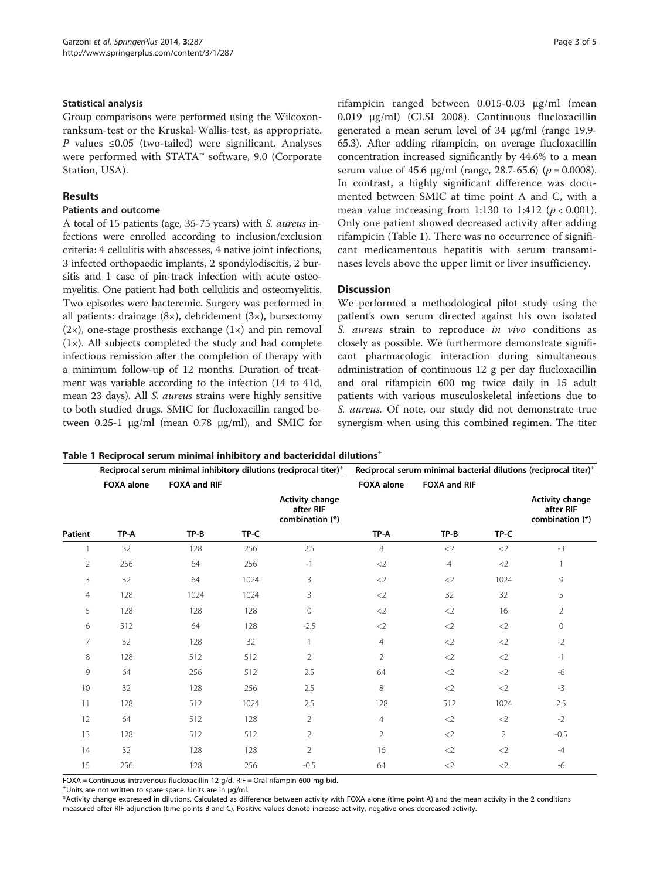### Statistical analysis

Group comparisons were performed using the Wilcoxon-ranksum-test or the Kruskal-Wallis-test, as appropriate. P values ≤0.05 (two-tailed) were significant. Analyses were performed with STATA™ software, 9.0 (Corporate Station, USA).

## Results

### Patients and outcome

A total of 15 patients (age, 35-75 years) with *S. aureus* infections were enrolled according to inclusion/exclusion criteria: 4 cellulitis with abscesses, 4 native joint infections, 3 infected orthopaedic implants, 2 spondylodiscitis, 2 bursitis and 1 case of pin-track infection with acute osteomyelitis. One patient had both cellulitis and osteomyelitis. Two episodes were bacteremic. Surgery was performed in all patients: drainage (8×), debridement (3×), bursectomy (2×), one-stage prosthesis exchange (1×) and pin removal (1×). All subjects completed the study and had complete infectious remission after the completion of therapy with a minimum follow-up of 12 months. Duration of treatment was variable according to the infection (14 to 41d, mean 23 days). All *S. aureus* strains were highly sensitive to both studied drugs. SMIC for flucloxacillin ranged between 0.25-1 μg/ml (mean 0.78 μg/ml), and SMIC for rifampicin ranged between 0.015-0.03 μg/ml (mean 0.019 μg/ml) (CLSI 2008). Continuous flucloxacillin generated a mean serum level of 34 μg/ml (range 19.9-65.3). After adding rifampicin, on average flucloxacillin concentration increased significantly by 44.6% to a mean serum value of 45.6 μg/ml (range, 28.7-65.6) ($p = 0.0008$). In contrast, a highly significant difference was documented between SMIC at time point A and C, with a mean value increasing from 1:130 to 1:412 ($p < 0.001$). Only one patient showed decreased activity after adding rifampicin (Table 1). There was no occurrence of significant medicamentous hepatitis with serum transaminases levels above the upper limit or liver insufficiency.

## Discussion

We performed a methodological pilot study using the patient's own serum directed against his own isolated *S. aureus* strain to reproduce *in vivo* conditions as closely as possible. We furthermore demonstrate significant pharmacologic interaction during simultaneous administration of continuous 12 g per day flucloxacillin and oral rifampicin 600 mg twice daily in 15 adult patients with various musculoskeletal infections due to *S. aureus*. Of note, our study did not demonstrate true synergism when using this combined regimen. The titer

**Table 1 Reciprocal serum minimal inhibitory and bactericidal dilutions**[+]

| | Reciprocal serum minimal inhibitory dilutions (reciprocal titer)[+] | | | | Reciprocal serum minimal bacterial dilutions (reciprocal titer)[+] | | | |
|---|---|---|---|---|---|---|---|---|
| | FOXA alone | FOXA and RIF | | | FOXA alone | FOXA and RIF | | |
| | | | | Activity change after RIF combination (*) | | | | Activity change after RIF combination (*) |
| Patient | TP-A | TP-B | TP-C | | TP-A | TP-B | TP-C | |
| 1 | 32 | 128 | 256 | 2.5 | 8 | <2 | <2 | -3 |
| 2 | 256 | 64 | 256 | -1 | <2 | 4 | <2 | 1 |
| 3 | 32 | 64 | 1024 | 3 | <2 | <2 | 1024 | 9 |
| 4 | 128 | 1024 | 1024 | 3 | <2 | 32 | 32 | 5 |
| 5 | 128 | 128 | 128 | 0 | <2 | <2 | 16 | 2 |
| 6 | 512 | 64 | 128 | -2.5 | <2 | <2 | <2 | 0 |
| 7 | 32 | 128 | 32 | 1 | 4 | <2 | <2 | -2 |
| 8 | 128 | 512 | 512 | 2 | 2 | <2 | <2 | -1 |
| 9 | 64 | 256 | 512 | 2.5 | 64 | <2 | <2 | -6 |
| 10 | 32 | 128 | 256 | 2.5 | 8 | <2 | <2 | -3 |
| 11 | 128 | 512 | 1024 | 2.5 | 128 | 512 | 1024 | 2.5 |
| 12 | 64 | 512 | 128 | 2 | 4 | <2 | <2 | -2 |
| 13 | 128 | 512 | 512 | 2 | 2 | <2 | 2 | -0.5 |
| 14 | 32 | 128 | 128 | 2 | 16 | <2 | <2 | -4 |
| 15 | 256 | 128 | 256 | -0.5 | 64 | <2 | <2 | -6 |

FOXA = Continuous intravenous flucloxacillin 12 g/d. RIF = Oral rifampin 600 mg bid.

[+]Units are not written to spare space. Units are in μg/ml.

*Activity change expressed in dilutions. Calculated as difference between activity with FOXA alone (time point A) and the mean activity in the 2 conditions measured after RIF adjunction (time points B and C). Positive values denote increase activity, negative ones decreased activity.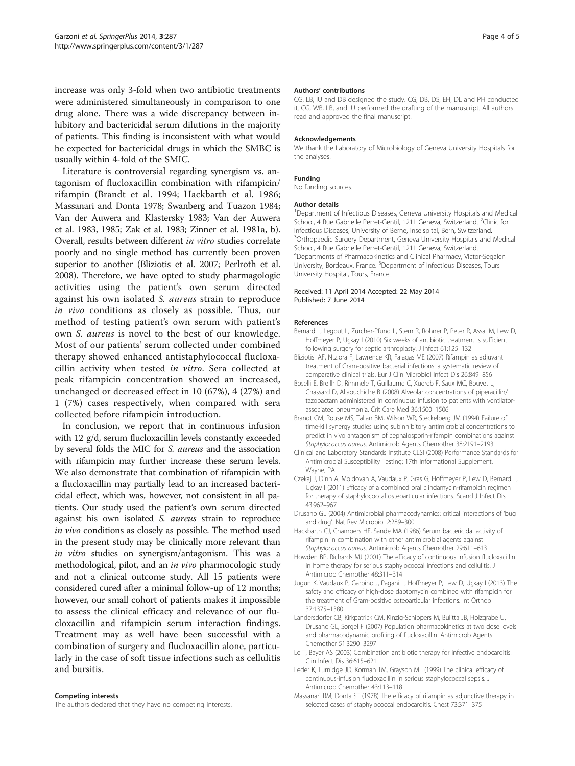increase was only 3-fold when two antibiotic treatments were administered simultaneously in comparison to one drug alone. There was a wide discrepancy between inhibitory and bactericidal serum dilutions in the majority of patients. This finding is inconsistent with what would be expected for bactericidal drugs in which the SMBC is usually within 4-fold of the SMIC.

Literature is controversial regarding synergism vs. antagonism of flucloxacillin combination with rifampicin/rifampin (Brandt et al. 1994; Hackbarth et al. 1986; Massanari and Donta 1978; Swanberg and Tuazon 1984; Van der Auwera and Klastersky 1983; Van der Auwera et al. 1983, 1985; Zak et al. 1983; Zinner et al. 1981a, b). Overall, results between different *in vitro* studies correlate poorly and no single method has currently been proven superior to another (Bliziotis et al. 2007; Perlroth et al. 2008). Therefore, we have opted to study pharmagologic activities using the patient's own serum directed against his own isolated *S. aureus* strain to reproduce *in vivo* conditions as closely as possible. Thus, our method of testing patient's own serum with patient's own *S. aureus* is novel to the best of our knowledge. Most of our patients' serum collected under combined therapy showed enhanced antistaphylococcal flucloxacillin activity when tested *in vitro*. Sera collected at peak rifampicin concentration showed an increased, unchanged or decreased effect in 10 (67%), 4 (27%) and 1 (7%) cases respectively, when compared with sera collected before rifampicin introduction.

In conclusion, we report that in continuous infusion with 12 g/d, serum flucloxacillin levels constantly exceeded by several folds the MIC for *S. aureus* and the association with rifampicin may further increase these serum levels. We also demonstrate that combination of rifampicin with a flucloxacillin may partially lead to an increased bactericidal effect, which was, however, not consistent in all patients. Our study used the patient's own serum directed against his own isolated *S. aureus* strain to reproduce *in vivo* conditions as closely as possible. The method used in the present study may be clinically more relevant than *in vitro* studies on synergism/antagonism. This was a methodological, pilot, and an *in vivo* pharmocologic study and not a clinical outcome study. All 15 patients were considered cured after a minimal follow-up of 12 months; however, our small cohort of patients makes it impossible to assess the clinical efficacy and relevance of our flucloxacillin and rifampicin serum interaction findings. Treatment may as well have been successful with a combination of surgery and flucloxacillin alone, particularly in the case of soft tissue infections such as cellulitis and bursitis.

#### Competing interests
The authors declared that they have no competing interests.

#### Authors' contributions
CG, LB, IU and DB designed the study. CG, DB, DS, EH, DL and PH conducted it. CG, WB, LB, and IU performed the drafting of the manuscript. All authors read and approved the final manuscript.

#### Acknowledgements
We thank the Laboratory of Microbiology of Geneva University Hospitals for the analyses.

#### Funding
No funding sources.

#### Author details
[1]Department of Infectious Diseases, Geneva University Hospitals and Medical School, 4 Rue Gabrielle Perret-Gentil, 1211 Geneva, Switzerland. [2]Clinic for Infectious Diseases, University of Berne, Inselspital, Bern, Switzerland. [3]Orthopaedic Surgery Department, Geneva University Hospitals and Medical School, 4 Rue Gabrielle Perret-Gentil, 1211 Geneva, Switzerland. [4]Departments of Pharmacokinetics and Clinical Pharmacy, Victor-Segalen University, Bordeaux, France. [5]Department of Infectious Diseases, Tours University Hospital, Tours, France.

Received: 11 April 2014 Accepted: 22 May 2014
Published: 7 June 2014

#### References

- Bernard L, Legout L, Zürcher-Pfund L, Stern R, Rohner P, Peter R, Assal M, Lew D, Hoffmeyer P, Uçkay I (2010) Six weeks of antibiotic treatment is sufficient following surgery for septic arthroplasty. J Infect 61:125–132
- Bliziotis IAF, Ntziora F, Lawrence KR, Falagas ME (2007) Rifampin as adjuvant treatment of Gram-positive bacterial infections: a systematic review of comparative clinical trials. Eur J Clin Microbiol Infect Dis 26:849–856
- Boselli E, Breilh D, Rimmele T, Guillaume C, Xuereb F, Saux MC, Bouvet L, Chassard D, Allaouchiche B (2008) Alveolar concentrations of piperacillin/tazobactam administered in continuous infusion to patients with ventilator-associated pneumonia. Crit Care Med 36:1500–1506
- Brandt CM, Rouse MS, Tallan BM, Wilson WR, Steckelberg JM (1994) Failure of time-kill synergy studies using subinhibitory antimicrobial concentrations to predict in vivo antagonism of cephalosporin-rifampin combinations against *Staphylococcus aureus*. Antimicrob Agents Chemother 38:2191–2193
- Clinical and Laboratory Standards Institute CLSI (2008) Performance Standards for Antimicrobial Susceptibility Testing; 17th Informational Supplement. Wayne, PA
- Czekaj J, Dinh A, Moldovan A, Vaudaux P, Gras G, Hoffmeyer P, Lew D, Bernard L, Uçkay I (2011) Efficacy of a combined oral clindamycin-rifampicin regimen for therapy of staphylococcal osteoarticular infections. Scand J Infect Dis 43:962–967
- Drusano GL (2004) Antimicrobial pharmacodynamics: critical interactions of 'bug and drug'. Nat Rev Microbiol 2:289–300
- Hackbarth CJ, Chambers HF, Sande MA (1986) Serum bactericidal activity of rifampin in combination with other antimicrobial agents against *Staphylococcus aureus*. Antimicrob Agents Chemother 29:611–613
- Howden BP, Richards MJ (2001) The efficacy of continuous infusion flucloxacillin in home therapy for serious staphylococcal infections and cellulitis. J Antimicrob Chemother 48:311–314
- Jugun K, Vaudaux P, Garbino J, Pagani L, Hoffmeyer P, Lew D, Uçkay I (2013) The safety and efficacy of high-dose daptomycin combined with rifampicin for the treatment of Gram-positive osteoarticular infections. Int Orthop 37:1375–1380
- Landersdorfer CB, Kirkpatrick CM, Kinzig-Schippers M, Bulitta JB, Holzgrabe U, Drusano GL, Sorgel F (2007) Population pharmacokinetics at two dose levels and pharmacodynamic profiling of flucloxacillin. Antimicrob Agents Chemother 51:3290–3297
- Le T, Bayer AS (2003) Combination antibiotic therapy for infective endocarditis. Clin Infect Dis 36:615–621
- Leder K, Turnidge JD, Korman TM, Grayson ML (1999) The clinical efficacy of continuous-infusion flucloxacillin in serious staphylococcal sepsis. J Antimicrob Chemother 43:113–118
- Massanari RM, Donta ST (1978) The efficacy of rifampin as adjunctive therapy in selected cases of staphylococcal endocarditis. Chest 73:371–375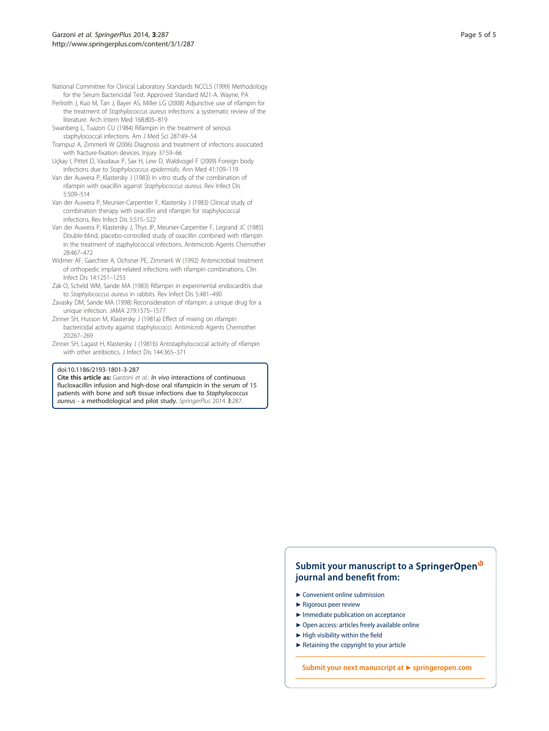National Committee for Clinical Laboratory Standards NCCLS (1999) Methodology for the Serum Bactericidal Test. Approved Standard M21-A. Wayne, PA

Perlroth J, Kuo M, Tan J, Bayer AS, Miller LG (2008) Adjunctive use of rifampin for the treatment of *Staphylococcus aureus* infections: a systematic review of the literature. Arch Intern Med 168:805–819

Swanberg L, Tuazon CU (1984) Rifampin in the treatment of serious staphylococcal infections. Am J Med Sci 287:49–54

Trampuz A, Zimmerli W (2006) Diagnosis and treatment of infections associated with fracture-fixation devices. Injury 37:59–66

Uçkay I, Pittet D, Vaudaux P, Sax H, Lew D, Waldvogel F (2009) Foreign body infections due to *Staphylococcus epidermidis*. Ann Med 41:109–119

Van der Auwera P, Klastersky J (1983) In vitro study of the combination of rifampin with oxacillin against *Staphylococcus aureus*. Rev Infect Dis 5:509–514

Van der Auwera P, Meunier-Carpentier F, Klastersky J (1983) Clinical study of combination therapy with oxacillin and rifampin for staphylococcal infections. Rev Infect Dis 5:515–522

Van der Auwera P, Klastersky J, Thys JP, Meunier-Carpentier F, Legrand JC (1985) Double-blind, placebo-controlled study of oxacillin combined with rifampin in the treatment of staphylococcal infections. Antimicrob Agents Chemother 28:467–472

Widmer AF, Gaechter A, Ochsner PE, Zimmerli W (1992) Antimicrobial treatment of orthopedic implant-related infections with rifampin combinations. Clin Infect Dis 14:1251–1253

Zak O, Scheld WM, Sande MA (1983) Rifampin in experimental endocarditis due to *Staphylococcus aureus* in rabbits. Rev Infect Dis 5:481–490

Zavasky DM, Sande MA (1998) Reconsideration of rifampin: a unique drug for a unique infection. JAMA 279:1575–1577

Zinner SH, Husson M, Klastersky J (1981a) Effect of mixing on rifampin bactericidal activity against staphylococci. Antimicrob Agents Chemother 20:267–269

Zinner SH, Lagast H, Klastersky J (1981b) Antistaphylococcal activity of rifampin with other antibiotics. J Infect Dis 144:365–371

doi:10.1186/2193-1801-3-287

**Cite this article as:** Garzoni *et al.*: *In vivo* interactions of continuous flucloxacillin infusion and high-dose oral rifampicin in the serum of 15 patients with bone and soft tissue infections due to *Staphylococcus aureus* - a methodological and pilot study. *SpringerPlus* 2014 **3**:287.

**Submit your manuscript to a SpringerOpen journal and benefit from:**

- ► Convenient online submission
- ► Rigorous peer review
- ► Immediate publication on acceptance
- ► Open access: articles freely available online
- ► High visibility within the field
- ► Retaining the copyright to your article

**Submit your next manuscript at ► springeropen.com**